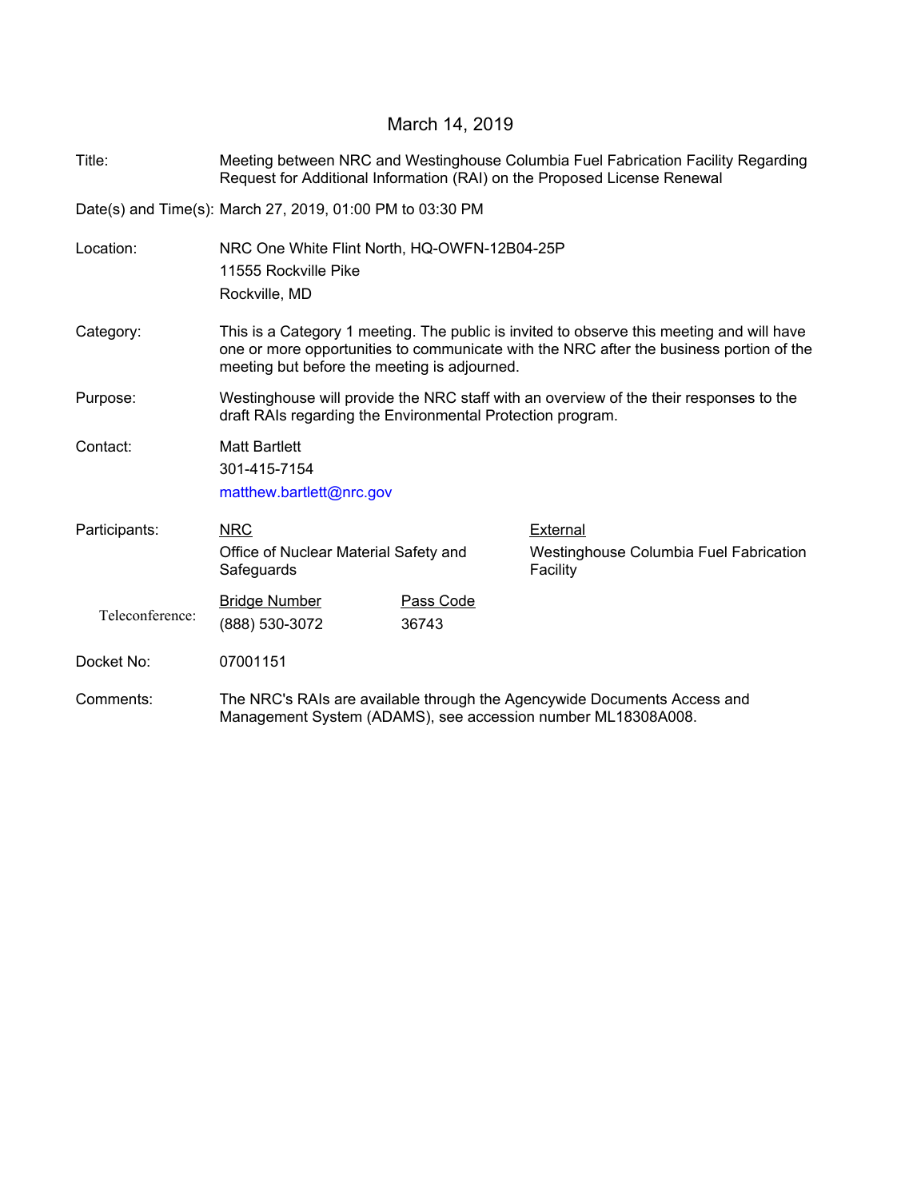March 14, 2019

**Title:** Meeting between NRC and Westinghouse Columbia Fuel Fabrication Facility Regarding Request for Additional Information (RAI) on the Proposed License Renewal

**Date(s) and Time(s):** March 27, 2019, 01:00 PM to 03:30 PM

**Location:** NRC One White Flint North, HQ-OWFN-12B04-25P
11555 Rockville Pike
Rockville, MD

**Category:** This is a Category 1 meeting. The public is invited to observe this meeting and will have one or more opportunities to communicate with the NRC after the business portion of the meeting but before the meeting is adjourned.

**Purpose:** Westinghouse will provide the NRC staff with an overview of the their responses to the draft RAIs regarding the Environmental Protection program.

**Contact:** Matt Bartlett
301-415-7154
matthew.bartlett@nrc.gov

**Participants:**

| NRC | External |
|---|---|
| Office of Nuclear Material Safety and Safeguards | Westinghouse Columbia Fuel Fabrication Facility |

**Teleconference:**

| Bridge Number | Pass Code |
|---|---|
| (888) 530-3072 | 36743 |

**Docket No:** 07001151

**Comments:** The NRC's RAIs are available through the Agencywide Documents Access and Management System (ADAMS), see accession number ML18308A008.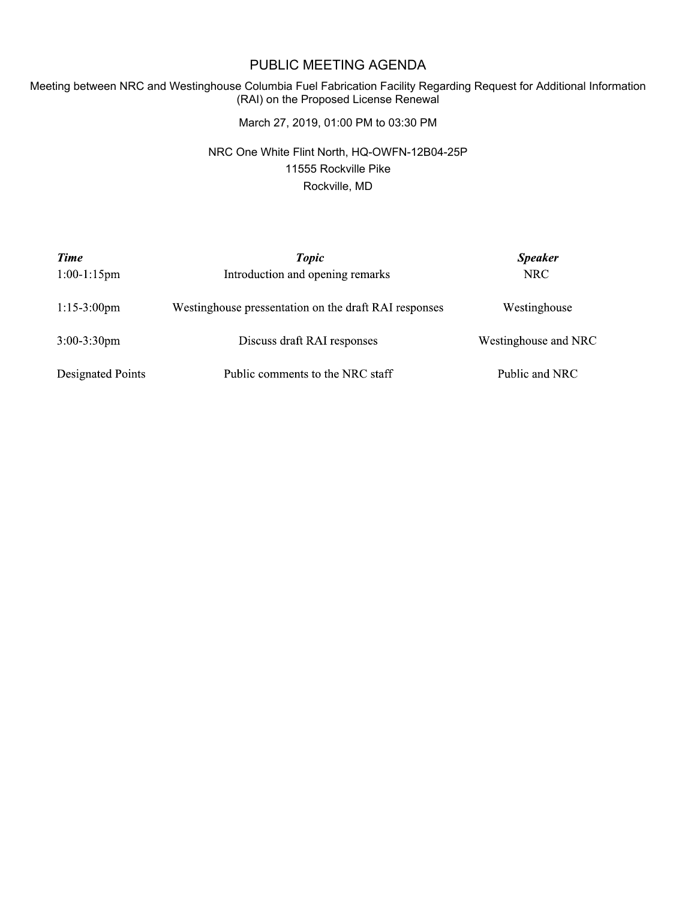# PUBLIC MEETING AGENDA

Meeting between NRC and Westinghouse Columbia Fuel Fabrication Facility Regarding Request for Additional Information (RAI) on the Proposed License Renewal

March 27, 2019, 01:00 PM to 03:30 PM

NRC One White Flint North, HQ-OWFN-12B04-25P
11555 Rockville Pike
Rockville, MD

| ***Time*** | ***Topic*** | ***Speaker*** |
|---|---|---|
| 1:00-1:15pm | Introduction and opening remarks | NRC |
| 1:15-3:00pm | Westinghouse pressentation on the draft RAI responses | Westinghouse |
| 3:00-3:30pm | Discuss draft RAI responses | Westinghouse and NRC |
| Designated Points | Public comments to the NRC staff | Public and NRC |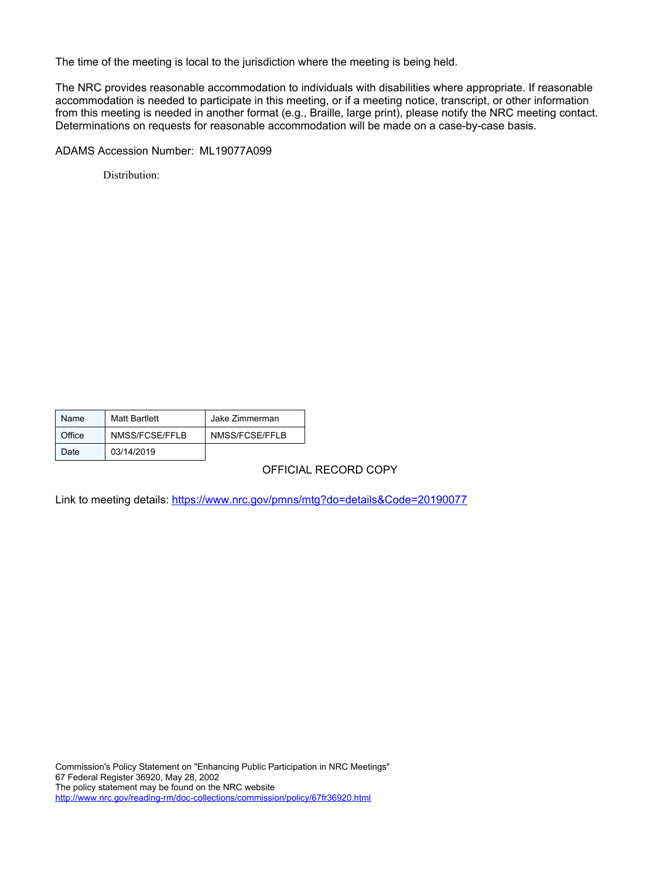The time of the meeting is local to the jurisdiction where the meeting is being held.

The NRC provides reasonable accommodation to individuals with disabilities where appropriate. If reasonable accommodation is needed to participate in this meeting, or if a meeting notice, transcript, or other information from this meeting is needed in another format (e.g., Braille, large print), please notify the NRC meeting contact. Determinations on requests for reasonable accommodation will be made on a case-by-case basis.

ADAMS Accession Number: ML19077A099

Distribution:

| | | |
|---|---|---|
| Name | Matt Bartlett | Jake Zimmerman |
| Office | NMSS/FCSE/FFLB | NMSS/FCSE/FFLB |
| Date | 03/14/2019 | |

OFFICIAL RECORD COPY

Link to meeting details: https://www.nrc.gov/pmns/mtg?do=details&Code=20190077

Commission's Policy Statement on "Enhancing Public Participation in NRC Meetings"
67 Federal Register 36920, May 28, 2002
The policy statement may be found on the NRC website
http://www.nrc.gov/reading-rm/doc-collections/commission/policy/67fr36920.html